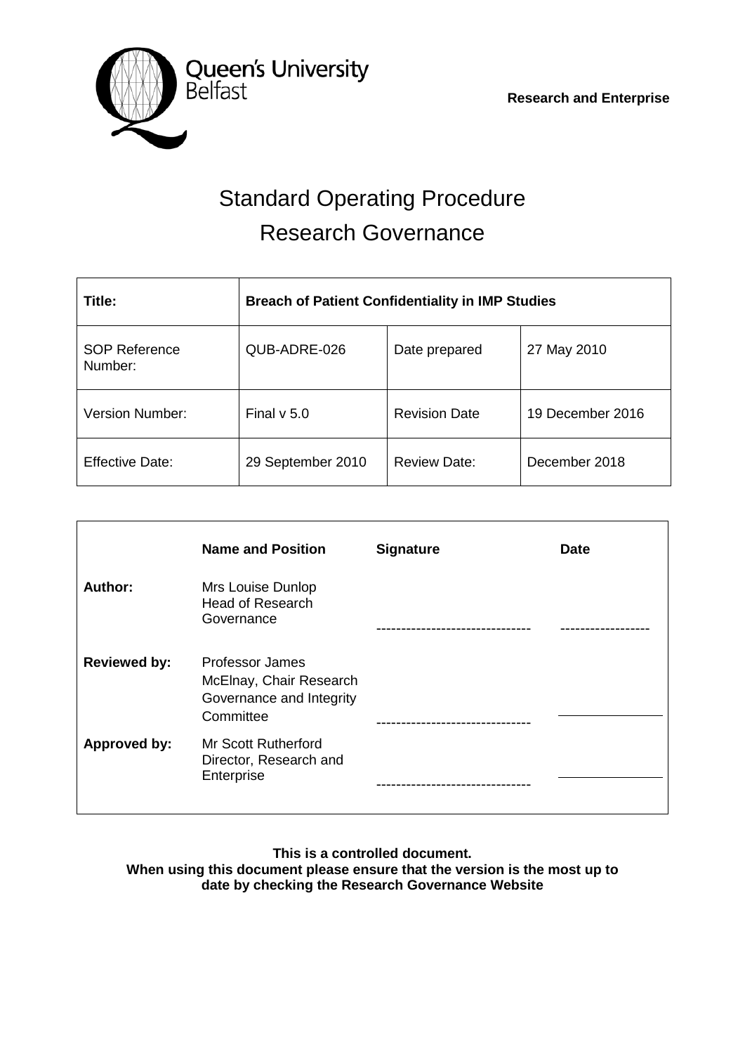Queen's University Belfast

**Research and Enterprise**

# Standard Operating Procedure
# Research Governance

| **Title:** | **Breach of Patient Confidentiality in IMP Studies** | | |
|---|---|---|---|
| SOP Reference Number: | QUB-ADRE-026 | Date prepared | 27 May 2010 |
| Version Number: | Final v 5.0 | Revision Date | 19 December 2016 |
| Effective Date: | 29 September 2010 | Review Date: | December 2018 |

| | **Name and Position** | **Signature** | **Date** |
|---|---|---|---|
| **Author:** | Mrs Louise Dunlop Head of Research Governance | ------------------------------- | ------------------ |
| **Reviewed by:** | Professor James McElnay, Chair Research Governance and Integrity Committee | ------------------------------- | |
| **Approved by:** | Mr Scott Rutherford Director, Research and Enterprise | ------------------------------- | |

**This is a controlled document.**
**When using this document please ensure that the version is the most up to date by checking the Research Governance Website**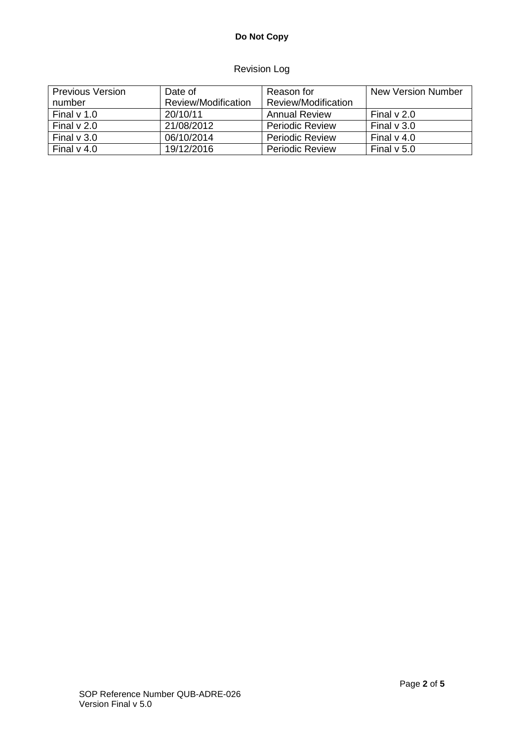Revision Log

| Previous Version number | Date of Review/Modification | Reason for Review/Modification | New Version Number |
|---|---|---|---|
| Final v 1.0 | 20/10/11 | Annual Review | Final v 2.0 |
| Final v 2.0 | 21/08/2012 | Periodic Review | Final v 3.0 |
| Final v 3.0 | 06/10/2014 | Periodic Review | Final v 4.0 |
| Final v 4.0 | 19/12/2016 | Periodic Review | Final v 5.0 |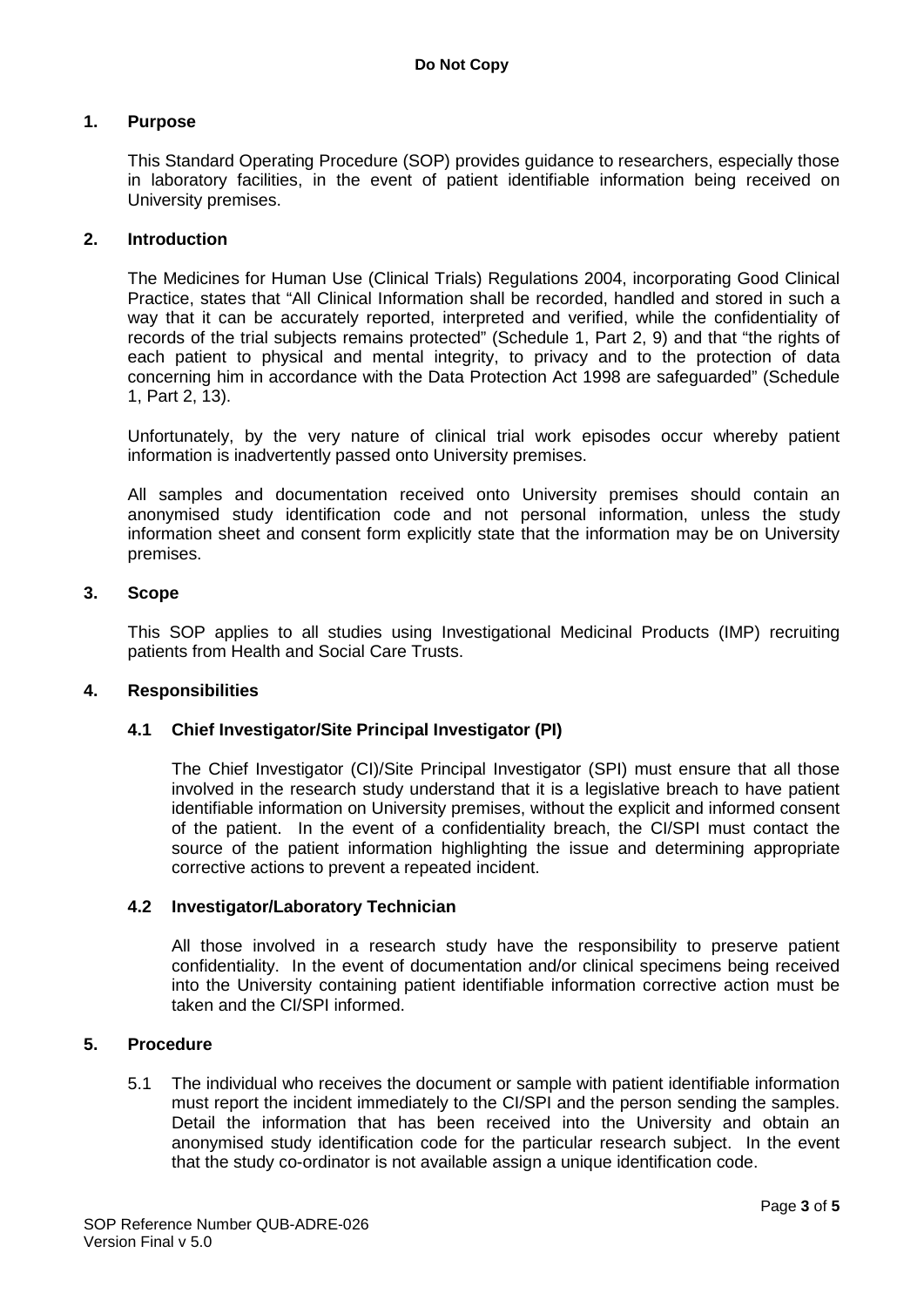## 1. Purpose

This Standard Operating Procedure (SOP) provides guidance to researchers, especially those in laboratory facilities, in the event of patient identifiable information being received on University premises.

## 2. Introduction

The Medicines for Human Use (Clinical Trials) Regulations 2004, incorporating Good Clinical Practice, states that "All Clinical Information shall be recorded, handled and stored in such a way that it can be accurately reported, interpreted and verified, while the confidentiality of records of the trial subjects remains protected" (Schedule 1, Part 2, 9) and that "the rights of each patient to physical and mental integrity, to privacy and to the protection of data concerning him in accordance with the Data Protection Act 1998 are safeguarded" (Schedule 1, Part 2, 13).

Unfortunately, by the very nature of clinical trial work episodes occur whereby patient information is inadvertently passed onto University premises.

All samples and documentation received onto University premises should contain an anonymised study identification code and not personal information, unless the study information sheet and consent form explicitly state that the information may be on University premises.

## 3. Scope

This SOP applies to all studies using Investigational Medicinal Products (IMP) recruiting patients from Health and Social Care Trusts.

## 4. Responsibilities

### 4.1 Chief Investigator/Site Principal Investigator (PI)

The Chief Investigator (CI)/Site Principal Investigator (SPI) must ensure that all those involved in the research study understand that it is a legislative breach to have patient identifiable information on University premises, without the explicit and informed consent of the patient. In the event of a confidentiality breach, the CI/SPI must contact the source of the patient information highlighting the issue and determining appropriate corrective actions to prevent a repeated incident.

### 4.2 Investigator/Laboratory Technician

All those involved in a research study have the responsibility to preserve patient confidentiality. In the event of documentation and/or clinical specimens being received into the University containing patient identifiable information corrective action must be taken and the CI/SPI informed.

## 5. Procedure

5.1 The individual who receives the document or sample with patient identifiable information must report the incident immediately to the CI/SPI and the person sending the samples. Detail the information that has been received into the University and obtain an anonymised study identification code for the particular research subject. In the event that the study co-ordinator is not available assign a unique identification code.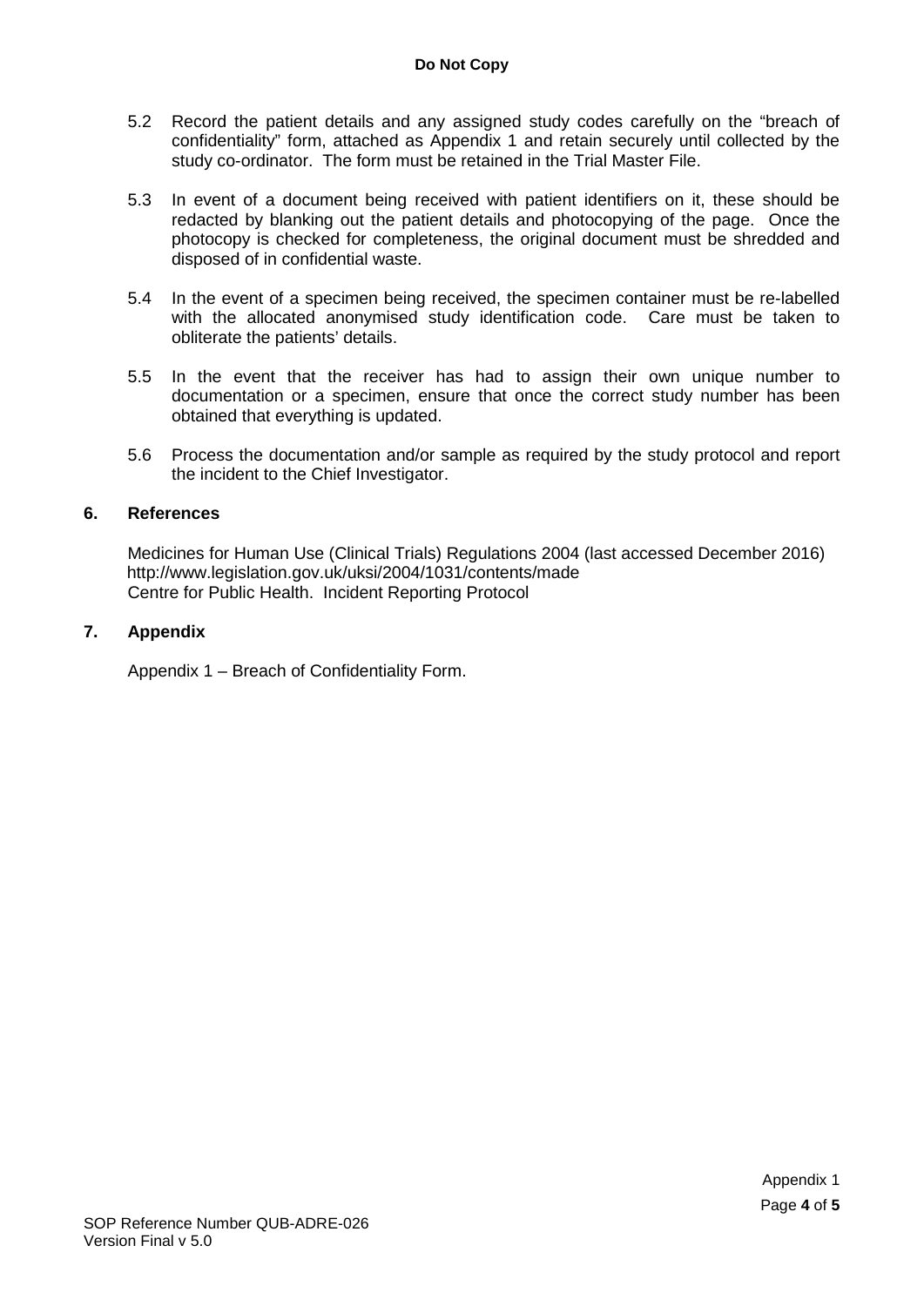5.2 Record the patient details and any assigned study codes carefully on the "breach of confidentiality" form, attached as Appendix 1 and retain securely until collected by the study co-ordinator. The form must be retained in the Trial Master File.

5.3 In event of a document being received with patient identifiers on it, these should be redacted by blanking out the patient details and photocopying of the page. Once the photocopy is checked for completeness, the original document must be shredded and disposed of in confidential waste.

5.4 In the event of a specimen being received, the specimen container must be re-labelled with the allocated anonymised study identification code. Care must be taken to obliterate the patients' details.

5.5 In the event that the receiver has had to assign their own unique number to documentation or a specimen, ensure that once the correct study number has been obtained that everything is updated.

5.6 Process the documentation and/or sample as required by the study protocol and report the incident to the Chief Investigator.

## 6. References

Medicines for Human Use (Clinical Trials) Regulations 2004 (last accessed December 2016)
http://www.legislation.gov.uk/uksi/2004/1031/contents/made
Centre for Public Health. Incident Reporting Protocol

## 7. Appendix

Appendix 1 – Breach of Confidentiality Form.

Appendix 1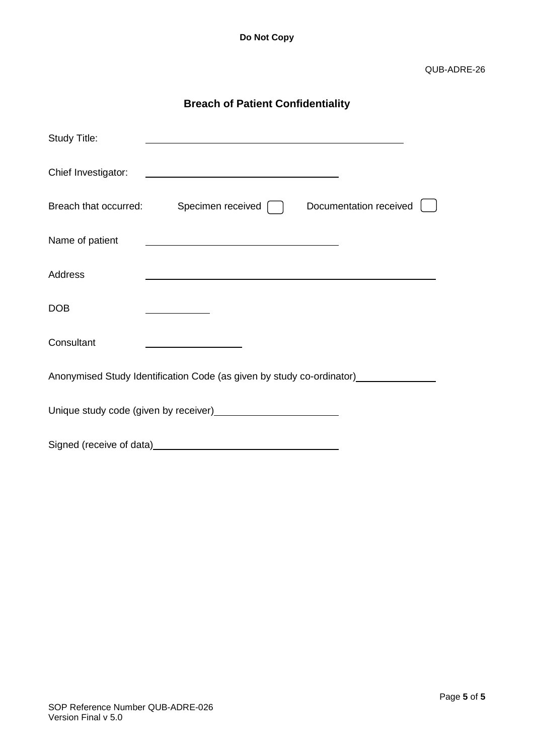**Do Not Copy**

QUB-ADRE-26

# Breach of Patient Confidentiality

Study Title: \_\_\_\_\_\_\_\_\_\_\_\_\_\_\_\_\_\_\_\_\_\_\_\_\_\_\_\_\_\_\_\_\_\_\_\_\_\_\_\_

Chief Investigator: \_\_\_\_\_\_\_\_\_\_\_\_\_\_\_\_\_\_\_\_\_\_\_\_\_\_\_\_\_\_

Breach that occurred: Specimen received ☐ Documentation received ☐

Name of patient \_\_\_\_\_\_\_\_\_\_\_\_\_\_\_\_\_\_\_\_\_\_\_\_\_\_\_\_\_\_

Address \_\_\_\_\_\_\_\_\_\_\_\_\_\_\_\_\_\_\_\_\_\_\_\_\_\_\_\_\_\_\_\_\_\_\_\_\_\_\_\_\_\_\_\_\_\_

DOB \_\_\_\_\_\_\_\_\_\_

Consultant \_\_\_\_\_\_\_\_\_\_\_\_\_\_\_

Anonymised Study Identification Code (as given by study co-ordinator)\_\_\_\_\_\_\_\_\_\_\_\_

Unique study code (given by receiver)\_\_\_\_\_\_\_\_\_\_\_\_\_\_\_\_\_\_

Signed (receive of data)\_\_\_\_\_\_\_\_\_\_\_\_\_\_\_\_\_\_\_\_\_\_\_\_\_\_\_\_

SOP Reference Number QUB-ADRE-026
Version Final v 5.0